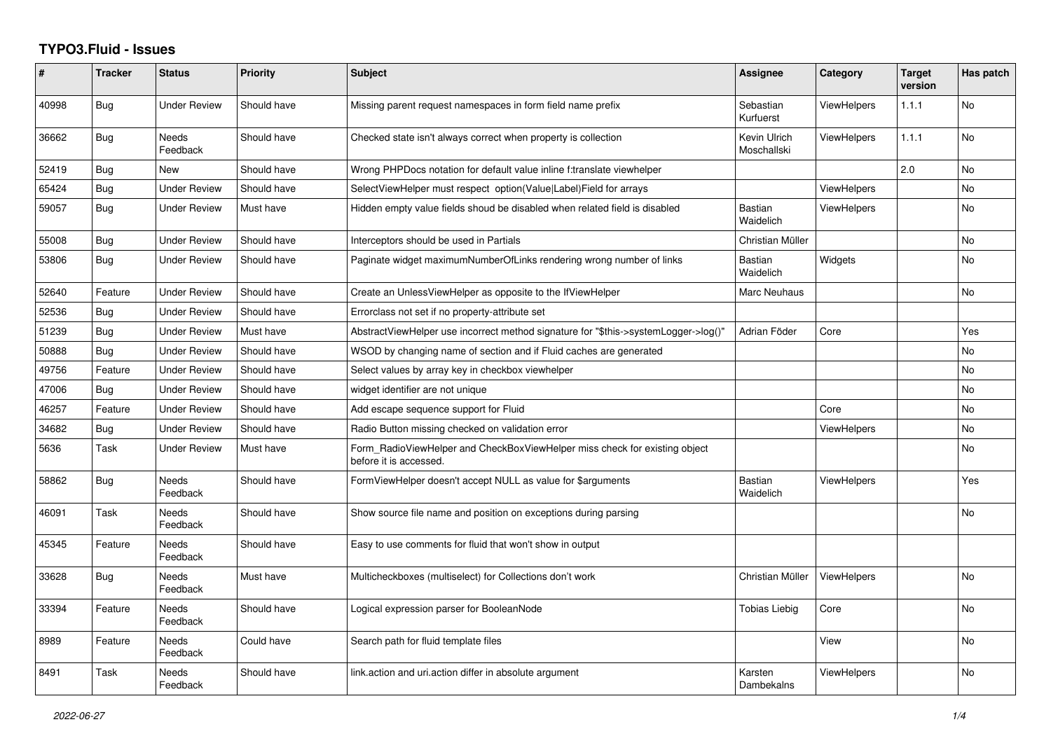# TYPO3.Fluid - Issues

| # | Tracker | Status | Priority | Subject | Assignee | Category | Target version | Has patch |
|---|---|---|---|---|---|---|---|---|
| 40998 | Bug | Under Review | Should have | Missing parent request namespaces in form field name prefix | Sebastian Kurfuerst | ViewHelpers | 1.1.1 | No |
| 36662 | Bug | Needs Feedback | Should have | Checked state isn't always correct when property is collection | Kevin Ulrich Moschallski | ViewHelpers | 1.1.1 | No |
| 52419 | Bug | New | Should have | Wrong PHPDocs notation for default value inline f:translate viewhelper | | | 2.0 | No |
| 65424 | Bug | Under Review | Should have | SelectViewHelper must respect option(Value\|Label)Field for arrays | | ViewHelpers | | No |
| 59057 | Bug | Under Review | Must have | Hidden empty value fields shoud be disabled when related field is disabled | Bastian Waidelich | ViewHelpers | | No |
| 55008 | Bug | Under Review | Should have | Interceptors should be used in Partials | Christian Müller | | | No |
| 53806 | Bug | Under Review | Should have | Paginate widget maximumNumberOfLinks rendering wrong number of links | Bastian Waidelich | Widgets | | No |
| 52640 | Feature | Under Review | Should have | Create an UnlessViewHelper as opposite to the IfViewHelper | Marc Neuhaus | | | No |
| 52536 | Bug | Under Review | Should have | Errorclass not set if no property-attribute set | | | | |
| 51239 | Bug | Under Review | Must have | AbstractViewHelper use incorrect method signature for "$this->systemLogger->log()" | Adrian Föder | Core | | Yes |
| 50888 | Bug | Under Review | Should have | WSOD by changing name of section and if Fluid caches are generated | | | | No |
| 49756 | Feature | Under Review | Should have | Select values by array key in checkbox viewhelper | | | | No |
| 47006 | Bug | Under Review | Should have | widget identifier are not unique | | | | No |
| 46257 | Feature | Under Review | Should have | Add escape sequence support for Fluid | | Core | | No |
| 34682 | Bug | Under Review | Should have | Radio Button missing checked on validation error | | ViewHelpers | | No |
| 5636 | Task | Under Review | Must have | Form_RadioViewHelper and CheckBoxViewHelper miss check for existing object before it is accessed. | | | | No |
| 58862 | Bug | Needs Feedback | Should have | FormViewHelper doesn't accept NULL as value for $arguments | Bastian Waidelich | ViewHelpers | | Yes |
| 46091 | Task | Needs Feedback | Should have | Show source file name and position on exceptions during parsing | | | | No |
| 45345 | Feature | Needs Feedback | Should have | Easy to use comments for fluid that won't show in output | | | | |
| 33628 | Bug | Needs Feedback | Must have | Multicheckboxes (multiselect) for Collections don't work | Christian Müller | ViewHelpers | | No |
| 33394 | Feature | Needs Feedback | Should have | Logical expression parser for BooleanNode | Tobias Liebig | Core | | No |
| 8989 | Feature | Needs Feedback | Could have | Search path for fluid template files | | View | | No |
| 8491 | Task | Needs Feedback | Should have | link.action and uri.action differ in absolute argument | Karsten Dambekalns | ViewHelpers | | No |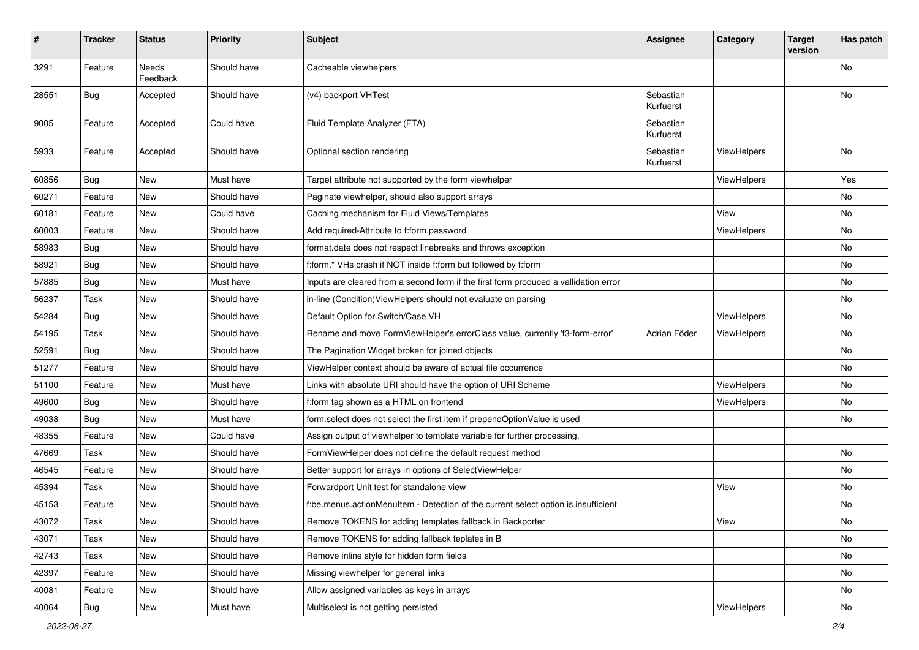| # | Tracker | Status | Priority | Subject | Assignee | Category | Target version | Has patch |
|---|---|---|---|---|---|---|---|---|
| 3291 | Feature | Needs Feedback | Should have | Cacheable viewhelpers | | | | No |
| 28551 | Bug | Accepted | Should have | (v4) backport VHTest | Sebastian Kurfuerst | | | No |
| 9005 | Feature | Accepted | Could have | Fluid Template Analyzer (FTA) | Sebastian Kurfuerst | | | |
| 5933 | Feature | Accepted | Should have | Optional section rendering | Sebastian Kurfuerst | ViewHelpers | | No |
| 60856 | Bug | New | Must have | Target attribute not supported by the form viewhelper | | ViewHelpers | | Yes |
| 60271 | Feature | New | Should have | Paginate viewhelper, should also support arrays | | | | No |
| 60181 | Feature | New | Could have | Caching mechanism for Fluid Views/Templates | | View | | No |
| 60003 | Feature | New | Should have | Add required-Attribute to f:form.password | | ViewHelpers | | No |
| 58983 | Bug | New | Should have | format.date does not respect linebreaks and throws exception | | | | No |
| 58921 | Bug | New | Should have | f:form.* VHs crash if NOT inside f:form but followed by f:form | | | | No |
| 57885 | Bug | New | Must have | Inputs are cleared from a second form if the first form produced a vallidation error | | | | No |
| 56237 | Task | New | Should have | in-line (Condition)ViewHelpers should not evaluate on parsing | | | | No |
| 54284 | Bug | New | Should have | Default Option for Switch/Case VH | | ViewHelpers | | No |
| 54195 | Task | New | Should have | Rename and move FormViewHelper's errorClass value, currently 'f3-form-error' | Adrian Föder | ViewHelpers | | No |
| 52591 | Bug | New | Should have | The Pagination Widget broken for joined objects | | | | No |
| 51277 | Feature | New | Should have | ViewHelper context should be aware of actual file occurrence | | | | No |
| 51100 | Feature | New | Must have | Links with absolute URI should have the option of URI Scheme | | ViewHelpers | | No |
| 49600 | Bug | New | Should have | f:form tag shown as a HTML on frontend | | ViewHelpers | | No |
| 49038 | Bug | New | Must have | form.select does not select the first item if prependOptionValue is used | | | | No |
| 48355 | Feature | New | Could have | Assign output of viewhelper to template variable for further processing. | | | | |
| 47669 | Task | New | Should have | FormViewHelper does not define the default request method | | | | No |
| 46545 | Feature | New | Should have | Better support for arrays in options of SelectViewHelper | | | | No |
| 45394 | Task | New | Should have | Forwardport Unit test for standalone view | | View | | No |
| 45153 | Feature | New | Should have | f:be.menus.actionMenuItem - Detection of the current select option is insufficient | | | | No |
| 43072 | Task | New | Should have | Remove TOKENS for adding templates fallback in Backporter | | View | | No |
| 43071 | Task | New | Should have | Remove TOKENS for adding fallback teplates in B | | | | No |
| 42743 | Task | New | Should have | Remove inline style for hidden form fields | | | | No |
| 42397 | Feature | New | Should have | Missing viewhelper for general links | | | | No |
| 40081 | Feature | New | Should have | Allow assigned variables as keys in arrays | | | | No |
| 40064 | Bug | New | Must have | Multiselect is not getting persisted | | ViewHelpers | | No |

*2022-06-27*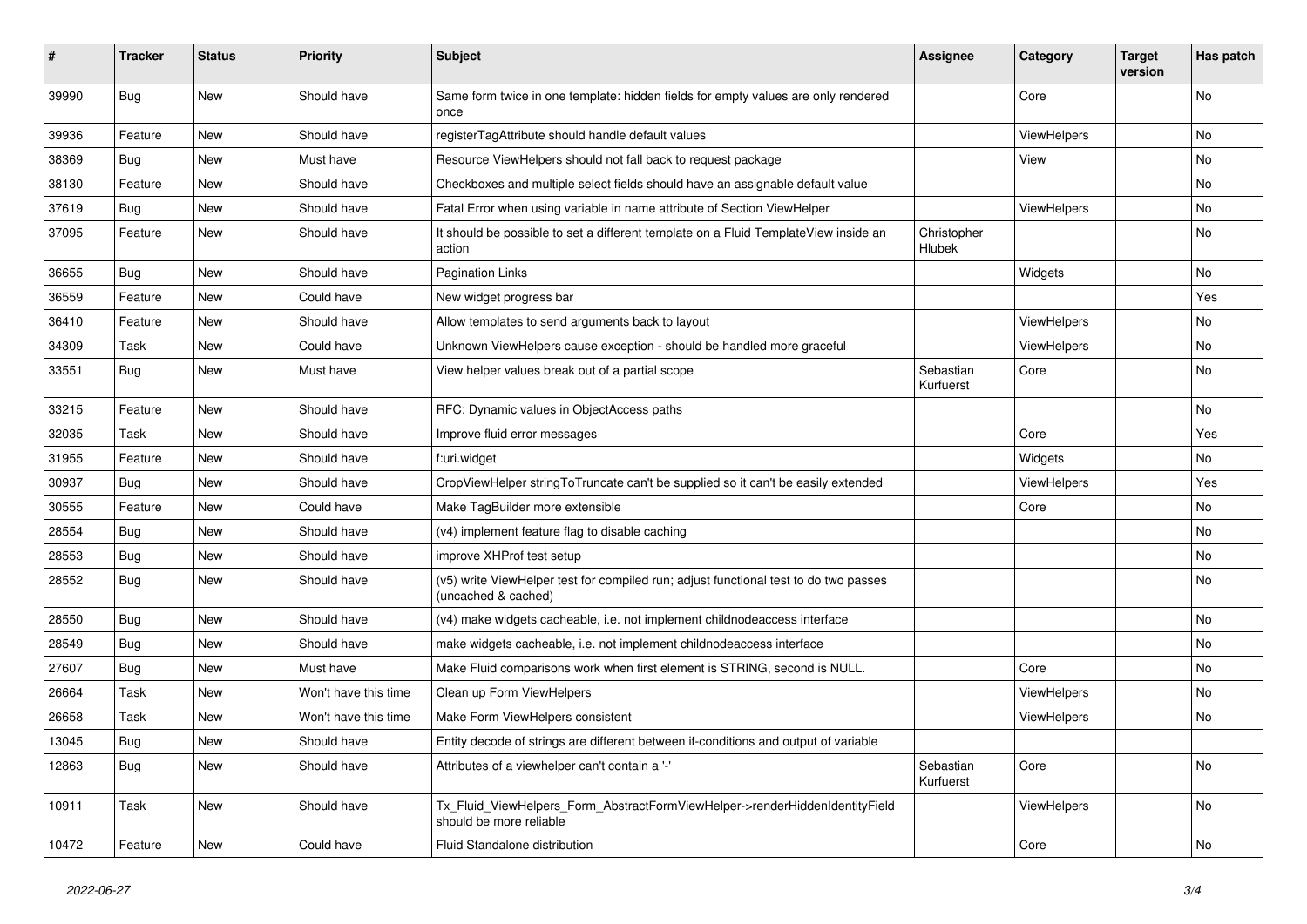| # | Tracker | Status | Priority | Subject | Assignee | Category | Target version | Has patch |
|---|---|---|---|---|---|---|---|---|
| 39990 | Bug | New | Should have | Same form twice in one template: hidden fields for empty values are only rendered once | | Core | | No |
| 39936 | Feature | New | Should have | registerTagAttribute should handle default values | | ViewHelpers | | No |
| 38369 | Bug | New | Must have | Resource ViewHelpers should not fall back to request package | | View | | No |
| 38130 | Feature | New | Should have | Checkboxes and multiple select fields should have an assignable default value | | | | No |
| 37619 | Bug | New | Should have | Fatal Error when using variable in name attribute of Section ViewHelper | | ViewHelpers | | No |
| 37095 | Feature | New | Should have | It should be possible to set a different template on a Fluid TemplateView inside an action | Christopher Hlubek | | | No |
| 36655 | Bug | New | Should have | Pagination Links | | Widgets | | No |
| 36559 | Feature | New | Could have | New widget progress bar | | | | Yes |
| 36410 | Feature | New | Should have | Allow templates to send arguments back to layout | | ViewHelpers | | No |
| 34309 | Task | New | Could have | Unknown ViewHelpers cause exception - should be handled more graceful | | ViewHelpers | | No |
| 33551 | Bug | New | Must have | View helper values break out of a partial scope | Sebastian Kurfuerst | Core | | No |
| 33215 | Feature | New | Should have | RFC: Dynamic values in ObjectAccess paths | | | | No |
| 32035 | Task | New | Should have | Improve fluid error messages | | Core | | Yes |
| 31955 | Feature | New | Should have | f:uri.widget | | Widgets | | No |
| 30937 | Bug | New | Should have | CropViewHelper stringToTruncate can't be supplied so it can't be easily extended | | ViewHelpers | | Yes |
| 30555 | Feature | New | Could have | Make TagBuilder more extensible | | Core | | No |
| 28554 | Bug | New | Should have | (v4) implement feature flag to disable caching | | | | No |
| 28553 | Bug | New | Should have | improve XHProf test setup | | | | No |
| 28552 | Bug | New | Should have | (v5) write ViewHelper test for compiled run; adjust functional test to do two passes (uncached & cached) | | | | No |
| 28550 | Bug | New | Should have | (v4) make widgets cacheable, i.e. not implement childnodeaccess interface | | | | No |
| 28549 | Bug | New | Should have | make widgets cacheable, i.e. not implement childnodeaccess interface | | | | No |
| 27607 | Bug | New | Must have | Make Fluid comparisons work when first element is STRING, second is NULL. | | Core | | No |
| 26664 | Task | New | Won't have this time | Clean up Form ViewHelpers | | ViewHelpers | | No |
| 26658 | Task | New | Won't have this time | Make Form ViewHelpers consistent | | ViewHelpers | | No |
| 13045 | Bug | New | Should have | Entity decode of strings are different between if-conditions and output of variable | | | | |
| 12863 | Bug | New | Should have | Attributes of a viewhelper can't contain a '-' | Sebastian Kurfuerst | Core | | No |
| 10911 | Task | New | Should have | Tx_Fluid_ViewHelpers_Form_AbstractFormViewHelper->renderHiddenIdentityField should be more reliable | | ViewHelpers | | No |
| 10472 | Feature | New | Could have | Fluid Standalone distribution | | Core | | No |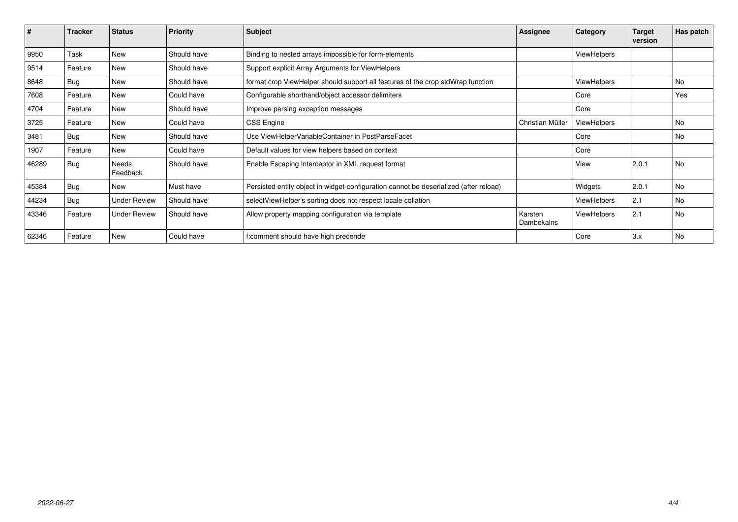| # | Tracker | Status | Priority | Subject | Assignee | Category | Target version | Has patch |
|---|---|---|---|---|---|---|---|---|
| 9950 | Task | New | Should have | Binding to nested arrays impossible for form-elements | | ViewHelpers | | |
| 9514 | Feature | New | Should have | Support explicit Array Arguments for ViewHelpers | | | | |
| 8648 | Bug | New | Should have | format.crop ViewHelper should support all features of the crop stdWrap function | | ViewHelpers | | No |
| 7608 | Feature | New | Could have | Configurable shorthand/object accessor delimiters | | Core | | Yes |
| 4704 | Feature | New | Should have | Improve parsing exception messages | | Core | | |
| 3725 | Feature | New | Could have | CSS Engine | Christian Müller | ViewHelpers | | No |
| 3481 | Bug | New | Should have | Use ViewHelperVariableContainer in PostParseFacet | | Core | | No |
| 1907 | Feature | New | Could have | Default values for view helpers based on context | | Core | | |
| 46289 | Bug | Needs Feedback | Should have | Enable Escaping Interceptor in XML request format | | View | 2.0.1 | No |
| 45384 | Bug | New | Must have | Persisted entity object in widget-configuration cannot be deserialized (after reload) | | Widgets | 2.0.1 | No |
| 44234 | Bug | Under Review | Should have | selectViewHelper's sorting does not respect locale collation | | ViewHelpers | 2.1 | No |
| 43346 | Feature | Under Review | Should have | Allow property mapping configuration via template | Karsten Dambekalns | ViewHelpers | 2.1 | No |
| 62346 | Feature | New | Could have | f:comment should have high precende | | Core | 3.x | No |